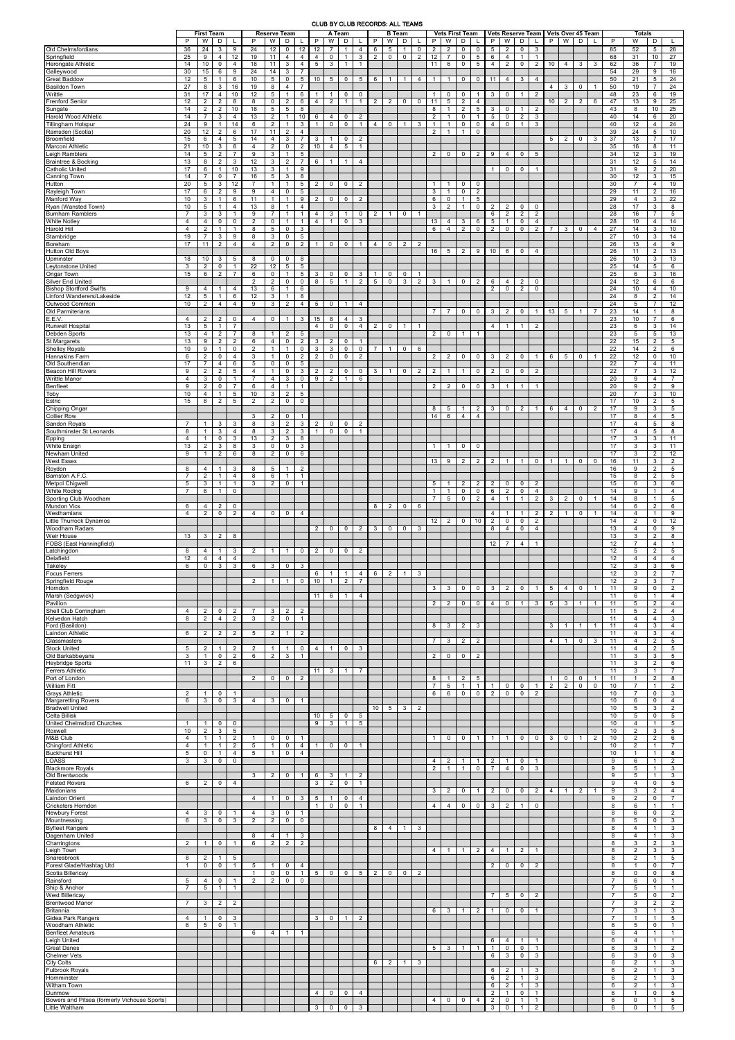# CLUB BY CLUB RECORDS: ALL TEAMS

| | First Team | | | | Reserve Team | | | | A Team | | | | B Team | | | | Vets First Team | | | | Vets Reserve Team | | | | Vets Over 45 Team | | | | Totals | | | |
|---|---|---|---|---|---|---|---|---|---|---|---|---|---|---|---|---|---|---|---|---|---|---|---|---|---|---|---|---|---|---|---|---|
| | P | W | D | L | P | W | D | L | P | W | D | L | P | W | D | L | P | W | D | L | P | W | D | L | P | W | D | L | P | W | D | L |
| Old Chelmsfordians | 36 | 24 | 3 | 9 | 24 | 12 | 0 | 12 | 12 | 7 | 1 | 4 | 6 | 5 | 1 | 0 | 2 | 2 | 0 | 0 | 5 | 2 | 0 | 3 | | | | | 85 | 52 | 5 | 28 |
| Springfield | 25 | 9 | 4 | 12 | 19 | 11 | 4 | 4 | 4 | 0 | 1 | 3 | 2 | 0 | 0 | 2 | 12 | 7 | 0 | 5 | 6 | 4 | 1 | 1 | | | | | 68 | 31 | 10 | 27 |
| Herongate Athletic | 14 | 10 | 0 | 4 | 18 | 11 | 3 | 4 | 5 | 3 | 1 | 1 | | | | | 11 | 6 | 0 | 5 | 4 | 2 | 0 | 2 | 10 | 4 | 3 | 3 | 62 | 36 | 7 | 19 |
| Galleywood | 30 | 15 | 6 | 9 | 24 | 14 | 3 | 7 | | | | | | | | | | | | | | | | | | | | | 54 | 29 | 9 | 16 |
| Great Baddow | 12 | 5 | 1 | 6 | 10 | 5 | 0 | 5 | 10 | 5 | 0 | 5 | 6 | 1 | 1 | 4 | 1 | 1 | 0 | 0 | 11 | 4 | 3 | 4 | | | | | 50 | 21 | 5 | 24 |
| Basildon Town | 27 | 8 | 3 | 16 | 19 | 8 | 4 | 7 | | | | | | | | | | | | | | | | | 4 | 3 | 0 | 1 | 50 | 19 | 7 | 24 |
| Writtle | 31 | 17 | 4 | 10 | 12 | 5 | 1 | 6 | 1 | 1 | 0 | 0 | | | | | 1 | 0 | 0 | 1 | 3 | 0 | 1 | 2 | | | | | 48 | 23 | 6 | 19 |
| Frenford Senior | 12 | 2 | 2 | 8 | 8 | 0 | 2 | 6 | 4 | 2 | 1 | 1 | 2 | 2 | 0 | 0 | 11 | 5 | 2 | 4 | | | | | 10 | 2 | 2 | 6 | 47 | 13 | 9 | 25 |
| Sungate | 14 | 2 | 2 | 10 | 18 | 5 | 5 | 8 | | | | | | | | | 8 | 1 | 2 | 5 | 3 | 0 | 1 | 2 | | | | | 43 | 8 | 10 | 25 |
| Harold Wood Athletic | 14 | 7 | 3 | 4 | 13 | 2 | 1 | 10 | 6 | 4 | 0 | 2 | | | | | 2 | 1 | 0 | 1 | 5 | 0 | 2 | 3 | | | | | 40 | 14 | 6 | 20 |
| Tillingham Hotspur | 24 | 9 | 1 | 14 | 6 | 2 | 1 | 3 | 1 | 0 | 0 | 1 | 4 | 0 | 1 | 3 | 1 | 1 | 0 | 0 | 4 | 0 | 1 | 3 | | | | | 40 | 12 | 4 | 24 |
| Ramsden (Scotia) | 20 | 12 | 2 | 6 | 17 | 11 | 2 | 4 | | | | | | | | | 2 | 1 | 1 | 0 | | | | | | | | | 39 | 24 | 5 | 10 |
| Broomfield | 15 | 6 | 4 | 5 | 14 | 4 | 3 | 7 | 3 | 1 | 0 | 2 | | | | | | | | | | | | | 5 | 2 | 0 | 3 | 37 | 13 | 7 | 17 |
| Marconi Athletic | 21 | 10 | 3 | 8 | 4 | 2 | 0 | 2 | 10 | 4 | 5 | 1 | | | | | | | | | | | | | | | | | 35 | 16 | 8 | 11 |
| Leigh Ramblers | 14 | 5 | 2 | 7 | 9 | 3 | 1 | 5 | | | | | | | | | 2 | 0 | 0 | 2 | 9 | 4 | 0 | 5 | | | | | 34 | 12 | 3 | 19 |
| Braintree & Bocking | 13 | 8 | 2 | 3 | 12 | 3 | 2 | 7 | 6 | 1 | 1 | 4 | | | | | | | | | | | | | | | | | 31 | 12 | 5 | 14 |
| Catholic United | 17 | 6 | 1 | 10 | 13 | 3 | 1 | 9 | | | | | | | | | | | | | 1 | 0 | 0 | 1 | | | | | 31 | 9 | 2 | 20 |
| Canning Town | 14 | 7 | 0 | 7 | 16 | 5 | 3 | 8 | | | | | | | | | | | | | | | | | | | | | 30 | 12 | 3 | 15 |
| Hutton | 20 | 5 | 3 | 12 | 7 | 1 | 1 | 5 | 2 | 0 | 0 | 2 | | | | | 1 | 1 | 0 | 0 | | | | | | | | | 30 | 7 | 4 | 19 |
| Rayleigh Town | 17 | 6 | 2 | 9 | 9 | 4 | 0 | 5 | | | | | | | | | 3 | 1 | 0 | 2 | | | | | | | | | 29 | 11 | 2 | 16 |
| Manford Way | 10 | 3 | 1 | 6 | 11 | 1 | 1 | 9 | 2 | 0 | 0 | 2 | | | | | 6 | 0 | 1 | 5 | | | | | | | | | 29 | 4 | 3 | 22 |
| Ryan (Wansted Town) | 10 | 5 | 1 | 4 | 13 | 8 | 1 | 4 | | | | | | | | | 3 | 2 | 1 | 0 | 2 | 2 | 0 | 0 | | | | | 28 | 17 | 3 | 8 |
| Burnham Ramblers | 7 | 3 | 3 | 1 | 9 | 7 | 1 | 1 | 4 | 3 | 1 | 0 | 2 | 1 | 0 | 1 | | | | | 6 | 2 | 2 | 2 | | | | | 28 | 16 | 7 | 5 |
| White Notley | 4 | 4 | 0 | 0 | 2 | 0 | 1 | 1 | 4 | 1 | 0 | 3 | | | | | 13 | 4 | 3 | 6 | 5 | 1 | 0 | 4 | | | | | 28 | 10 | 4 | 14 |
| Harold Hill | 4 | 2 | 1 | 1 | 8 | 5 | 0 | 3 | | | | | | | | | 6 | 4 | 2 | 0 | 2 | 0 | 0 | 2 | 7 | 3 | 0 | 4 | 27 | 14 | 3 | 10 |
| Stambridge | 19 | 7 | 3 | 9 | 8 | 3 | 0 | 5 | | | | | | | | | | | | | | | | | | | | | 27 | 10 | 3 | 14 |
| Boreham | 17 | 11 | 2 | 4 | 4 | 2 | 0 | 2 | 1 | 0 | 0 | 1 | 4 | 0 | 2 | 2 | | | | | | | | | | | | | 26 | 13 | 4 | 9 |
| Hutton Old Boys | | | | | | | | | | | | | | | | | 16 | 5 | 2 | 9 | 10 | 6 | 0 | 4 | | | | | 26 | 11 | 2 | 13 |
| Upminster | 18 | 10 | 3 | 5 | 8 | 0 | 0 | 8 | | | | | | | | | | | | | | | | | | | | | 26 | 10 | 3 | 13 |
| Leytonstone United | 3 | 2 | 0 | 1 | 22 | 12 | 5 | 5 | | | | | | | | | | | | | | | | | | | | | 25 | 14 | 5 | 6 |
| Ongar Town | 15 | 6 | 2 | 7 | 6 | 0 | 1 | 5 | 3 | 0 | 0 | 3 | 1 | 0 | 0 | 1 | | | | | | | | | | | | | 25 | 6 | 3 | 16 |
| Silver End United | | | | | 2 | 2 | 0 | 0 | 8 | 5 | 1 | 2 | 5 | 0 | 3 | 2 | 3 | 1 | 0 | 2 | 6 | 4 | 2 | 0 | | | | | 24 | 12 | 6 | 6 |
| Bishop Stortford Swifts | 9 | 4 | 1 | 4 | 13 | 6 | 1 | 6 | | | | | | | | | | | | | 2 | 0 | 2 | 0 | | | | | 24 | 10 | 4 | 10 |
| Linford Wanderers/Lakeside | 12 | 5 | 1 | 6 | 12 | 3 | 1 | 8 | | | | | | | | | | | | | | | | | | | | | 24 | 8 | 2 | 14 |
| Outwood Common | 10 | 2 | 4 | 4 | 9 | 3 | 2 | 4 | 5 | 0 | 1 | 4 | | | | | | | | | | | | | | | | | 24 | 5 | 7 | 12 |
| Old Parmiterians | | | | | | | | | | | | | | | | | 7 | 7 | 0 | 0 | 3 | 2 | 0 | 1 | 13 | 5 | 1 | 7 | 23 | 14 | 1 | 8 |
| E.E.V. | 4 | 2 | 2 | 0 | 4 | 0 | 1 | 3 | 15 | 8 | 4 | 3 | | | | | | | | | | | | | | | | | 23 | 10 | 7 | 6 |
| Runwell Hospital | 13 | 5 | 1 | 7 | | | | | 4 | 0 | 0 | 4 | 2 | 0 | 1 | 1 | | | | | 4 | 1 | 1 | 2 | | | | | 23 | 6 | 3 | 14 |
| Debden Sports | 13 | 4 | 2 | 7 | 8 | 1 | 2 | 5 | | | | | | | | | 2 | 0 | 1 | 1 | | | | | | | | | 23 | 5 | 5 | 13 |
| St Margarets | 13 | 9 | 2 | 2 | 6 | 4 | 0 | 2 | 3 | 2 | 0 | 1 | | | | | | | | | | | | | | | | | 22 | 15 | 2 | 5 |
| Shelley Royals | 10 | 9 | 1 | 0 | 2 | 1 | 1 | 0 | 3 | 3 | 0 | 0 | 7 | 1 | 0 | 6 | | | | | | | | | | | | | 22 | 14 | 2 | 6 |
| Hannakins Farm | 6 | 2 | 0 | 4 | 3 | 1 | 0 | 2 | 2 | 0 | 0 | 2 | | | | | 2 | 2 | 0 | 0 | 3 | 2 | 0 | 1 | 6 | 5 | 0 | 1 | 22 | 12 | 0 | 10 |
| Old Southendian | 17 | 7 | 4 | 6 | 5 | 0 | 0 | 5 | | | | | | | | | | | | | | | | | | | | | 22 | 7 | 4 | 11 |
| Beacon Hill Rovers | 9 | 2 | 2 | 5 | 4 | 1 | 0 | 3 | 2 | 2 | 0 | 0 | 3 | 1 | 0 | 2 | 2 | 1 | 1 | 0 | 2 | 0 | 0 | 2 | | | | | 22 | 7 | 3 | 12 |
| Writtle Manor | 4 | 3 | 0 | 1 | 7 | 4 | 3 | 0 | 9 | 2 | 1 | 6 | | | | | | | | | | | | | | | | | 20 | 9 | 4 | 7 |
| Benfleet | 9 | 2 | 0 | 7 | 6 | 4 | 1 | 1 | | | | | | | | | 2 | 2 | 0 | 0 | 3 | 1 | 1 | 1 | | | | | 20 | 9 | 2 | 9 |
| Toby | 10 | 4 | 1 | 5 | 10 | 3 | 2 | 5 | | | | | | | | | | | | | | | | | | | | | 20 | 7 | 3 | 10 |
| Estric | 15 | 8 | 2 | 5 | 2 | 2 | 0 | 0 | | | | | | | | | | | | | | | | | | | | | 17 | 10 | 2 | 5 |
| Chipping Ongar | | | | | | | | | | | | | | | | | 8 | 5 | 1 | 2 | 3 | 0 | 2 | 1 | 6 | 4 | 0 | 2 | 17 | 9 | 3 | 5 |
| Collier Row | | | | | 3 | 2 | 0 | 1 | | | | | | | | | 14 | 6 | 4 | 4 | | | | | | | | | 17 | 8 | 4 | 5 |
| Sandon Royals | 7 | 1 | 3 | 3 | 8 | 3 | 2 | 3 | 2 | 0 | 0 | 2 | | | | | | | | | | | | | | | | | 17 | 4 | 5 | 8 |
| Southminster St Leonards | 8 | 1 | 3 | 4 | 8 | 3 | 2 | 3 | 1 | 0 | 0 | 1 | | | | | | | | | | | | | | | | | 17 | 4 | 5 | 8 |
| Epping | 4 | 1 | 0 | 3 | 13 | 2 | 3 | 8 | | | | | | | | | | | | | | | | | | | | | 17 | 3 | 3 | 11 |
| White Ensign | 13 | 2 | 3 | 8 | 3 | 0 | 0 | 3 | | | | | | | | | 1 | 1 | 0 | 0 | | | | | | | | | 17 | 3 | 3 | 11 |
| Newham United | 9 | 1 | 2 | 6 | 8 | 2 | 0 | 6 | | | | | | | | | | | | | | | | | | | | | 17 | 3 | 2 | 12 |
| West Essex | | | | | | | | | | | | | | | | | 13 | 9 | 2 | 2 | 2 | 1 | 1 | 0 | 1 | 1 | 0 | 0 | 16 | 11 | 3 | 2 |
| Roydon | 8 | 4 | 1 | 3 | 8 | 5 | 1 | 2 | | | | | | | | | | | | | | | | | | | | | 16 | 9 | 2 | 5 |
| Barnston A.F.C. | 7 | 2 | 1 | 4 | 8 | 6 | 1 | 1 | | | | | | | | | | | | | | | | | | | | | 15 | 8 | 2 | 5 |
| Metpol Chigwell | 5 | 3 | 1 | 1 | 3 | 2 | 0 | 1 | | | | | | | | | 5 | 1 | 2 | 2 | 2 | 0 | 0 | 2 | | | | | 15 | 6 | 3 | 6 |
| White Roding | 7 | 6 | 1 | 0 | | | | | | | | | | | | | 1 | 1 | 0 | 0 | 6 | 2 | 0 | 4 | | | | | 14 | 9 | 1 | 4 |
| Sporting Club Woodham | | | | | | | | | | | | | | | | | 7 | 5 | 0 | 2 | 4 | 1 | 1 | 2 | 3 | 2 | 0 | 1 | 14 | 8 | 1 | 5 |
| Mundon Vics | 6 | 4 | 2 | 0 | | | | | | | | | 8 | 2 | 0 | 6 | | | | | | | | | | | | | 14 | 6 | 2 | 6 |
| Westhamians | 4 | 2 | 0 | 2 | 4 | 0 | 0 | 4 | | | | | | | | | | | | | 4 | 1 | 1 | 2 | 2 | 1 | 0 | 1 | 14 | 4 | 1 | 9 |
| Little Thurrock Dynamos | | | | | | | | | | | | | | | | | 12 | 2 | 0 | 10 | 2 | 0 | 0 | 2 | | | | | 14 | 2 | 0 | 12 |
| Woodham Radars | | | | | | | | | 2 | 0 | 0 | 2 | 3 | 0 | 0 | 3 | | | | | 8 | 4 | 0 | 4 | | | | | 13 | 4 | 0 | 9 |
| Weir House | 13 | 3 | 2 | 8 | | | | | | | | | | | | | | | | | | | | | | | | | 13 | 3 | 2 | 8 |
| FOBS (East Hanningfield) | | | | | | | | | | | | | | | | | 12 | 7 | 4 | 1 | | | | | | | | | 12 | 7 | 4 | 1 |
| Latchingdon | 8 | 4 | 1 | 3 | 2 | 1 | 1 | 0 | 2 | 0 | 0 | 2 | | | | | | | | | | | | | | | | | 12 | 5 | 2 | 5 |
| Delafield | 12 | 4 | 4 | 4 | | | | | | | | | | | | | | | | | | | | | | | | | 12 | 4 | 4 | 4 |
| Takeley | 6 | 0 | 3 | 3 | 6 | 3 | 0 | 3 | | | | | | | | | | | | | | | | | | | | | 12 | 3 | 3 | 6 |
| Focus Ferrers | | | | | | | | | 6 | 1 | 1 | 4 | 6 | 2 | 1 | 3 | | | | | | | | | | | | | 12 | 3 | 2 | 7 |
| Springfield Rouge | | | | | 2 | 1 | 1 | 0 | 10 | 1 | 2 | 7 | | | | | | | | | | | | | | | | | 12 | 2 | 3 | 7 |
| Horndon | | | | | | | | | | | | | | | | | 3 | 3 | 0 | 0 | 3 | 2 | 0 | 1 | 5 | 4 | 0 | 1 | 11 | 9 | 0 | 2 |
| Marsh (Sedgwick) | | | | | | | | | 11 | 6 | 1 | 4 | | | | | | | | | | | | | | | | | 11 | 6 | 1 | 4 |
| Pavilion | | | | | | | | | | | | | | | | | 2 | 2 | 0 | 0 | 4 | 0 | 1 | 3 | 5 | 3 | 1 | 1 | 11 | 5 | 2 | 4 |
| Shell Club Corringham | 4 | 2 | 0 | 2 | 7 | 3 | 2 | 2 | | | | | | | | | | | | | | | | | | | | | 11 | 5 | 2 | 4 |
| Kelvedon Hatch | 8 | 2 | 4 | 2 | 3 | 2 | 0 | 1 | | | | | | | | | | | | | | | | | | | | | 11 | 4 | 4 | 3 |
| Ford (Basildon) | | | | | | | | | | | | | | | | | 8 | 3 | 2 | 3 | | | | | 3 | 1 | 1 | 1 | 11 | 4 | 3 | 4 |
| Laindon Athletic | 6 | 2 | 2 | 2 | 5 | 2 | 1 | 2 | | | | | | | | | | | | | | | | | | | | | 11 | 4 | 3 | 4 |
| Glassmasters | | | | | | | | | | | | | | | | | 7 | 3 | 2 | 2 | | | | | 4 | 1 | 0 | 3 | 11 | 4 | 2 | 5 |
| Stock United | 5 | 2 | 1 | 2 | 2 | 1 | 1 | 0 | 4 | 1 | 0 | 3 | | | | | | | | | | | | | | | | | 11 | 4 | 2 | 5 |
| Old Barkabbeyans | 3 | 1 | 0 | 2 | 6 | 2 | 3 | 1 | | | | | | | | | 2 | 0 | 0 | 2 | | | | | | | | | 11 | 3 | 3 | 5 |
| Heybridge Sports | 11 | 3 | 2 | 6 | | | | | | | | | | | | | | | | | | | | | | | | | 11 | 3 | 2 | 6 |
| Ferrers Athletic | | | | | | | | | 11 | 3 | 1 | 7 | | | | | | | | | | | | | | | | | 11 | 3 | 1 | 7 |
| Port of London | | | | | 2 | 0 | 0 | 2 | | | | | | | | | 8 | 1 | 2 | 5 | | | | | 1 | 0 | 0 | 1 | 11 | 1 | 2 | 8 |
| William Fitt | | | | | | | | | | | | | | | | | 7 | 5 | 1 | 1 | 1 | 0 | 0 | 1 | 2 | 2 | 0 | 0 | 10 | 7 | 1 | 2 |
| Grays Athletic | 2 | 1 | 0 | 1 | | | | | | | | | | | | | 6 | 6 | 0 | 0 | 2 | 0 | 0 | 2 | | | | | 10 | 7 | 0 | 3 |
| Margaretting Rovers | 6 | 3 | 0 | 3 | 4 | 3 | 0 | 1 | | | | | | | | | | | | | | | | | | | | | 10 | 6 | 0 | 4 |
| Bradwell United | | | | | | | | | | | | | 10 | 5 | 3 | 2 | | | | | | | | | | | | | 10 | 5 | 3 | 2 |
| Celta Billisk | | | | | | | | | 10 | 5 | 0 | 5 | | | | | | | | | | | | | | | | | 10 | 5 | 0 | 5 |
| United Chelmsford Churches | 1 | 1 | 0 | 0 | | | | | 9 | 3 | 1 | 5 | | | | | | | | | | | | | | | | | 10 | 4 | 1 | 5 |
| Roxwell | 10 | 2 | 3 | 5 | | | | | | | | | | | | | | | | | | | | | | | | | 10 | 2 | 3 | 5 |
| M&B Club | 4 | 1 | 1 | 2 | 1 | 0 | 0 | 1 | | | | | | | | | 1 | 0 | 0 | 1 | 1 | 1 | 0 | 0 | 3 | 0 | 1 | 2 | 10 | 2 | 2 | 6 |
| Chingford Athletic | 4 | 1 | 1 | 2 | 5 | 1 | 0 | 4 | 1 | 0 | 0 | 1 | | | | | | | | | | | | | | | | | 10 | 2 | 1 | 7 |
| Buckhurst Hill | 5 | 0 | 1 | 4 | 5 | 1 | 0 | 4 | | | | | | | | | | | | | | | | | | | | | 10 | 1 | 1 | 8 |
| LOASS | 3 | 3 | 0 | 0 | | | | | | | | | | | | | 4 | 2 | 1 | 1 | 2 | 1 | 0 | 1 | | | | | 9 | 6 | 1 | 2 |
| Blackmore Royals | | | | | | | | | | | | | | | | | 2 | 1 | 1 | 0 | 7 | 4 | 0 | 3 | | | | | 9 | 5 | 1 | 3 |
| Old Brentwoods | | | | | 3 | 2 | 0 | 1 | 6 | 3 | 1 | 2 | | | | | | | | | | | | | | | | | 9 | 5 | 1 | 3 |
| Felsted Rovers | 6 | 2 | 0 | 4 | | | | | 3 | 2 | 0 | 1 | | | | | | | | | | | | | | | | | 9 | 4 | 0 | 5 |
| Maldonians | | | | | | | | | | | | | | | | | 3 | 2 | 0 | 1 | 2 | 0 | 0 | 2 | 4 | 1 | 2 | 1 | 9 | 3 | 2 | 4 |
| Laindon Orient | | | | | 4 | 1 | 0 | 3 | 5 | 1 | 0 | 4 | | | | | | | | | | | | | | | | | 9 | 2 | 0 | 7 |
| Cricketers Horndon | | | | | | | | | 1 | 0 | 0 | 1 | | | | | 4 | 4 | 0 | 0 | 3 | 2 | 1 | 0 | | | | | 8 | 6 | 1 | 1 |
| Newbury Forest | 4 | 3 | 0 | 1 | 4 | 3 | 0 | 1 | | | | | | | | | | | | | | | | | | | | | 8 | 6 | 0 | 2 |
| Mountnessing | 6 | 3 | 0 | 3 | 2 | 2 | 0 | 0 | | | | | | | | | | | | | | | | | | | | | 8 | 5 | 0 | 3 |
| Byfleet Rangers | | | | | | | | | | | | | 8 | 4 | 1 | 3 | | | | | | | | | | | | | 8 | 4 | 1 | 3 |
| Dagenham United | | | | | 8 | 4 | 1 | 3 | | | | | | | | | | | | | | | | | | | | | 8 | 4 | 1 | 3 |
| Charringtons | 2 | 1 | 0 | 1 | 6 | 2 | 2 | 2 | | | | | | | | | | | | | | | | | | | | | 8 | 3 | 2 | 3 |
| Leigh Town | | | | | | | | | | | | | | | | | 4 | 1 | 1 | 2 | 4 | 1 | 2 | 1 | | | | | 8 | 2 | 3 | 3 |
| Snaresbrook | 8 | 2 | 1 | 5 | | | | | | | | | | | | | | | | | | | | | | | | | 8 | 2 | 1 | 5 |
| Forest Glade/Hashtag Utd | 1 | 0 | 0 | 1 | 5 | 1 | 0 | 4 | | | | | | | | | | | | | 2 | 0 | 0 | 2 | | | | | 8 | 1 | 0 | 7 |
| Scotia Billericay | | | | | 1 | 0 | 0 | 1 | 5 | 0 | 0 | 5 | 2 | 0 | 0 | 2 | | | | | | | | | | | | | 8 | 0 | 0 | 8 |
| Rainsford | 5 | 4 | 0 | 1 | 2 | 2 | 0 | 0 | | | | | | | | | | | | | | | | | | | | | 7 | 6 | 0 | 1 |
| Ship & Anchor | 7 | 5 | 1 | 1 | | | | | | | | | | | | | | | | | | | | | | | | | 7 | 5 | 1 | 1 |
| West Billericay | | | | | | | | | | | | | | | | | | | | | 7 | 5 | 0 | 2 | | | | | 7 | 5 | 0 | 2 |
| Brentwood Manor | 7 | 3 | 2 | 2 | | | | | | | | | | | | | | | | | | | | | | | | | 7 | 3 | 2 | 2 |
| Britannia | | | | | | | | | | | | | | | | | 6 | 3 | 1 | 2 | 1 | 0 | 0 | 1 | | | | | 7 | 3 | 1 | 3 |
| Gidea Park Rangers | 4 | 1 | 0 | 3 | | | | | 3 | 0 | 1 | 2 | | | | | | | | | | | | | | | | | 7 | 1 | 1 | 5 |
| Woodham Athletic | 6 | 5 | 0 | 1 | | | | | | | | | | | | | | | | | | | | | | | | | 6 | 5 | 0 | 1 |
| Benfleet Amateurs | | | | | 6 | 4 | 1 | 1 | | | | | | | | | | | | | | | | | | | | | 6 | 4 | 1 | 1 |
| Leigh United | | | | | | | | | | | | | | | | | | | | | 6 | 4 | 1 | 1 | | | | | 6 | 4 | 1 | 1 |
| Great Danes | | | | | | | | | | | | | | | | | 5 | 3 | 1 | 1 | 1 | 0 | 0 | 1 | | | | | 6 | 3 | 1 | 2 |
| Chelmer Vets | | | | | | | | | | | | | | | | | | | | | 6 | 3 | 0 | 3 | | | | | 6 | 3 | 0 | 3 |
| City Colts | | | | | | | | | | | | | 6 | 2 | 1 | 3 | | | | | | | | | | | | | 6 | 2 | 1 | 3 |
| Fulbrook Royals | | | | | | | | | | | | | | | | | | | | | 6 | 2 | 1 | 3 | | | | | 6 | 2 | 1 | 3 |
| Hornminster | | | | | | | | | | | | | | | | | | | | | 6 | 2 | 1 | 3 | | | | | 6 | 2 | 1 | 3 |
| Witham Town | | | | | | | | | | | | | | | | | | | | | 6 | 2 | 1 | 3 | | | | | 6 | 2 | 1 | 3 |
| Dunmow | | | | | | | | | 4 | 0 | 0 | 4 | | | | | | | | | 2 | 1 | 0 | 1 | | | | | 6 | 1 | 0 | 5 |
| Bowers and Pitsea (formerly Vichouse Sports) | | | | | | | | | | | | | | | | | 4 | 0 | 0 | 4 | 2 | 0 | 1 | 1 | | | | | 6 | 0 | 1 | 5 |
| Little Waltham | | | | | | | | | 3 | 0 | 0 | 3 | | | | | | | | | 3 | 0 | 1 | 2 | | | | | 6 | 0 | 1 | 5 |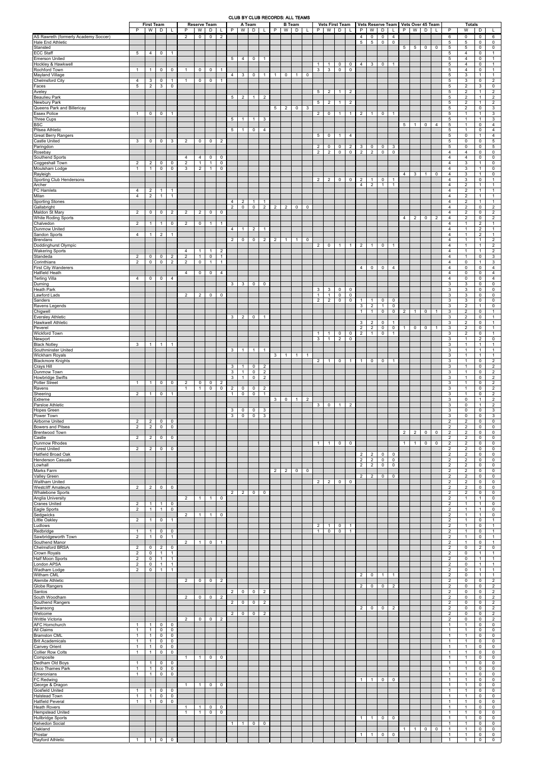# CLUB BY CLUB RECORDS: ALL TEAMS

| | First Team | | | | Reserve Team | | | | A Team | | | | B Team | | | | Vets First Team | | | | Vets Reserve Team | | | | Vets Over 45 Team | | | | Totals | | | |
|---|---|---|---|---|---|---|---|---|---|---|---|---|---|---|---|---|---|---|---|---|---|---|---|---|---|---|---|---|---|---|---|---|
| | P | W | D | L | P | W | D | L | P | W | D | L | P | W | D | L | P | W | D | L | P | W | D | L | P | W | D | L | P | W | D | L |
| AS Rawreth (formerly Academy Soccer) | | | | | 2 | 0 | 0 | 2 | | | | | | | | | | | | | 4 | 0 | 0 | 4 | | | | | 6 | 0 | 0 | 6 |
| Hale End Athletic | | | | | | | | | | | | | | | | | | | | | 5 | 5 | 0 | 0 | | | | | 5 | 5 | 0 | 0 |
| Stansted | | | | | | | | | | | | | | | | | | | | | | | | | 5 | 5 | 0 | 0 | 5 | 5 | 0 | 0 |
| ECC Staff | 5 | 4 | 0 | 1 | | | | | | | | | | | | | | | | | | | | | | | | | 5 | 4 | 0 | 1 |
| Emerson United | | | | | | | | | 5 | 4 | 0 | 1 | | | | | | | | | | | | | | | | | 5 | 4 | 0 | 1 |
| Hockley & Hawkwell | | | | | | | | | | | | | | | | | 1 | 1 | 0 | 0 | 4 | 3 | 0 | 1 | | | | | 5 | 4 | 0 | 1 |
| Rochford Town | 1 | 1 | 0 | 0 | 1 | 0 | 0 | 1 | | | | | | | | | 3 | 3 | 0 | 0 | | | | | | | | | 5 | 4 | 0 | 1 |
| Mayland Village | | | | | | | | | 4 | 3 | 0 | 1 | 1 | 0 | 1 | 0 | | | | | | | | | | | | | 5 | 3 | 1 | 1 |
| Chelmsford City | 4 | 3 | 0 | 1 | 1 | 0 | 0 | 1 | | | | | | | | | | | | | | | | | | | | | 5 | 3 | 0 | 2 |
| Faces | 5 | 2 | 3 | 0 | | | | | | | | | | | | | | | | | | | | | | | | | 5 | 2 | 3 | 0 |
| Aveley | | | | | | | | | | | | | | | | | 5 | 2 | 1 | 2 | | | | | | | | | 5 | 2 | 1 | 2 |
| Beaulieu Park | | | | | | | | | 5 | 2 | 1 | 2 | | | | | | | | | | | | | | | | | 5 | 2 | 1 | 2 |
| Newbury Park | | | | | | | | | | | | | | | | | 5 | 2 | 1 | 2 | | | | | | | | | 5 | 2 | 1 | 2 |
| Queens Park and Billericay | | | | | | | | | | | | | 5 | 2 | 0 | 3 | | | | | | | | | | | | | 5 | 2 | 0 | 3 |
| Essex Police | 1 | 0 | 0 | 1 | | | | | | | | | | | | | 2 | 0 | 1 | 1 | 2 | 1 | 0 | 1 | | | | | 5 | 1 | 1 | 3 |
| Three Cups | | | | | | | | | 5 | 1 | 1 | 3 | | | | | | | | | | | | | | | | | 5 | 1 | 1 | 3 |
| BSC | | | | | | | | | | | | | | | | | | | | | | | | | 5 | 1 | 0 | 4 | 5 | 1 | 0 | 4 |
| Pitsea Athletic | | | | | | | | | 5 | 1 | 0 | 4 | | | | | | | | | | | | | | | | | 5 | 1 | 0 | 4 |
| Great Berry Rangers | | | | | | | | | | | | | | | | | 5 | 0 | 1 | 4 | | | | | | | | | 5 | 0 | 1 | 4 |
| Castle United | 3 | 0 | 0 | 3 | 2 | 0 | 0 | 2 | | | | | | | | | | | | | | | | | | | | | 5 | 0 | 0 | 5 |
| Paringdon | | | | | | | | | | | | | | | | | 2 | 0 | 0 | 2 | 3 | 0 | 0 | 3 | | | | | 5 | 0 | 0 | 5 |
| Rosebay | | | | | | | | | | | | | | | | | 2 | 2 | 0 | 0 | 2 | 2 | 0 | 0 | | | | | 4 | 4 | 0 | 0 |
| Southend Sports | | | | | 4 | 4 | 0 | 0 | | | | | | | | | | | | | | | | | | | | | 4 | 4 | 0 | 0 |
| Coggeshall Town | 2 | 2 | 0 | 0 | 2 | 1 | 1 | 0 | | | | | | | | | | | | | | | | | | | | | 4 | 3 | 1 | 0 |
| Moulsham Lodge | 1 | 1 | 0 | 0 | 3 | 2 | 1 | 0 | | | | | | | | | | | | | | | | | | | | | 4 | 3 | 1 | 0 |
| Rayleigh | | | | | | | | | | | | | | | | | | | | | | | | | 4 | 3 | 1 | 0 | 4 | 3 | 1 | 0 |
| Sporting Club Hendersons | | | | | | | | | | | | | | | | | 2 | 2 | 0 | 0 | 2 | 1 | 0 | 1 | | | | | 4 | 3 | 0 | 1 |
| Archer | | | | | | | | | | | | | | | | | | | | | 4 | 2 | 1 | 1 | | | | | 4 | 2 | 1 | 1 |
| FC Hamlets | 4 | 2 | 1 | 1 | | | | | | | | | | | | | | | | | | | | | | | | | 4 | 2 | 1 | 1 |
| Milan | 4 | 2 | 1 | 1 | | | | | | | | | | | | | | | | | | | | | | | | | 4 | 2 | 1 | 1 |
| Sporting Stones | | | | | | | | | 4 | 2 | 1 | 1 | | | | | | | | | | | | | | | | | 4 | 2 | 1 | 1 |
| Gallabright | | | | | | | | | 2 | 0 | 0 | 2 | 2 | 2 | 0 | 0 | | | | | | | | | | | | | 4 | 2 | 0 | 2 |
| Maldon St Mary | 2 | 0 | 0 | 2 | 2 | 2 | 0 | 0 | | | | | | | | | | | | | | | | | | | | | 4 | 2 | 0 | 2 |
| White Roding Sports | | | | | | | | | | | | | | | | | | | | | | | | | 4 | 2 | 0 | 2 | 4 | 2 | 0 | 2 |
| Chalvedon | 2 | 1 | 1 | 0 | 2 | 0 | 1 | 1 | | | | | | | | | | | | | | | | | | | | | 4 | 1 | 2 | 1 |
| Dunmow United | | | | | | | | | 4 | 1 | 2 | 1 | | | | | | | | | | | | | | | | | 4 | 1 | 2 | 1 |
| Sandon Sports | 4 | 1 | 2 | 1 | | | | | | | | | | | | | | | | | | | | | | | | | 4 | 1 | 2 | 1 |
| Brendans | | | | | | | | | 2 | 0 | 0 | 2 | 2 | 1 | 1 | 0 | | | | | | | | | | | | | 4 | 1 | 1 | 2 |
| Doddinghurst Olympic | | | | | | | | | | | | | | | | | 2 | 0 | 1 | 1 | 2 | 1 | 0 | 1 | | | | | 4 | 1 | 1 | 2 |
| Wakering Sports | | | | | 4 | 1 | 1 | 2 | | | | | | | | | | | | | | | | | | | | | 4 | 1 | 1 | 2 |
| Standeda | 2 | 0 | 0 | 2 | 2 | 1 | 0 | 1 | | | | | | | | | | | | | | | | | | | | | 4 | 1 | 0 | 3 |
| Corinthians | 2 | 0 | 0 | 2 | 2 | 0 | 1 | 1 | | | | | | | | | | | | | | | | | | | | | 4 | 0 | 1 | 3 |
| First City Wanderers | | | | | | | | | | | | | | | | | | | | | 4 | 0 | 0 | 4 | | | | | 4 | 0 | 0 | 4 |
| Hatfield Heath | | | | | 4 | 0 | 0 | 4 | | | | | | | | | | | | | | | | | | | | | 4 | 0 | 0 | 4 |
| Terling Villa | 4 | 0 | 0 | 4 | | | | | | | | | | | | | | | | | | | | | | | | | 4 | 0 | 0 | 4 |
| Durning | | | | | | | | | 3 | 3 | 0 | 0 | | | | | | | | | | | | | | | | | 3 | 3 | 0 | 0 |
| Heath Park | | | | | | | | | | | | | | | | | 3 | 3 | 0 | 0 | | | | | | | | | 3 | 3 | 0 | 0 |
| Lawford Lads | | | | | 2 | 2 | 0 | 0 | | | | | | | | | 1 | 1 | 0 | 0 | | | | | | | | | 3 | 3 | 0 | 0 |
| Sanders | | | | | | | | | | | | | | | | | 2 | 2 | 0 | 0 | 1 | 1 | 0 | 0 | | | | | 3 | 3 | 0 | 0 |
| Ravens Legends | | | | | | | | | | | | | | | | | | | | | 3 | 2 | 1 | 0 | | | | | 3 | 2 | 1 | 0 |
| Chigwell | | | | | | | | | | | | | | | | | | | | | 1 | 1 | 0 | 0 | 2 | 1 | 0 | 1 | 3 | 2 | 0 | 1 |
| Eversley Athletic | | | | | | | | | 3 | 2 | 0 | 1 | | | | | | | | | | | | | | | | | 3 | 2 | 0 | 1 |
| Hawkwell Athletic | | | | | | | | | | | | | | | | | | | | | 3 | 2 | 0 | 1 | | | | | 3 | 2 | 0 | 1 |
| Peverel | | | | | | | | | | | | | | | | | | | | | 2 | 2 | 0 | 0 | 1 | 0 | 0 | 1 | 3 | 2 | 0 | 1 |
| Wickford Town | | | | | | | | | | | | | | | | | 1 | 1 | 0 | 0 | 2 | 1 | 0 | 1 | | | | | 3 | 2 | 0 | 1 |
| Newport | | | | | | | | | | | | | | | | | 3 | 1 | 2 | 0 | | | | | | | | | 3 | 1 | 2 | 0 |
| Black Notley | 3 | 1 | 1 | 1 | | | | | | | | | | | | | | | | | | | | | | | | | 3 | 1 | 1 | 1 |
| Southminster United | | | | | | | | | 3 | 1 | 1 | 1 | | | | | | | | | | | | | | | | | 3 | 1 | 1 | 1 |
| Wickham Royals | | | | | | | | | | | | | 3 | 1 | 1 | 1 | | | | | | | | | | | | | 3 | 1 | 1 | 1 |
| Blackmore Knights | | | | | | | | | | | | | | | | | 2 | 1 | 0 | 1 | 1 | 0 | 0 | 1 | | | | | 3 | 1 | 0 | 2 |
| Crays Hill | | | | | | | | | 3 | 1 | 0 | 2 | | | | | | | | | | | | | | | | | 3 | 1 | 0 | 2 |
| Dunmow Town | | | | | | | | | 3 | 1 | 0 | 2 | | | | | | | | | | | | | | | | | 3 | 1 | 0 | 2 |
| Howbridge Swifts | | | | | | | | | 3 | 1 | 0 | 2 | | | | | | | | | | | | | | | | | 3 | 1 | 0 | 2 |
| Potter Street | 1 | 1 | 0 | 0 | 2 | 0 | 0 | 2 | | | | | | | | | | | | | | | | | | | | | 3 | 1 | 0 | 2 |
| Ravens | | | | | 1 | 1 | 0 | 0 | 2 | 0 | 0 | 2 | | | | | | | | | | | | | | | | | 3 | 1 | 0 | 2 |
| Sheering | 2 | 1 | 0 | 1 | | | | | 1 | 0 | 0 | 1 | | | | | | | | | | | | | | | | | 3 | 1 | 0 | 2 |
| Extreme | | | | | | | | | | | | | 3 | 0 | 1 | 2 | | | | | | | | | | | | | 3 | 0 | 1 | 2 |
| Parsloe Athletic | | | | | | | | | | | | | | | | | 3 | 0 | 1 | 2 | | | | | | | | | 3 | 0 | 1 | 2 |
| Hopes Green | | | | | | | | | 3 | 0 | 0 | 3 | | | | | | | | | | | | | | | | | 3 | 0 | 0 | 3 |
| Power Town | | | | | | | | | 3 | 0 | 0 | 3 | | | | | | | | | | | | | | | | | 3 | 0 | 0 | 3 |
| Airborne United | 2 | 2 | 0 | 0 | | | | | | | | | | | | | | | | | | | | | | | | | 2 | 2 | 0 | 0 |
| Bowers and Pitsea | 2 | 2 | 0 | 0 | | | | | | | | | | | | | | | | | | | | | | | | | 2 | 2 | 0 | 0 |
| Brentwood Town | | | | | | | | | | | | | | | | | | | | | | | | | 2 | 2 | 0 | 0 | 2 | 2 | 0 | 0 |
| Castle | 2 | 2 | 0 | 0 | | | | | | | | | | | | | | | | | | | | | | | | | 2 | 2 | 0 | 0 |
| Dunmow Rhodes | | | | | | | | | | | | | | | | | 1 | 1 | 0 | 0 | | | | | 1 | 1 | 0 | 0 | 2 | 2 | 0 | 0 |
| Forest United | 2 | 2 | 0 | 0 | | | | | | | | | | | | | | | | | | | | | | | | | 2 | 2 | 0 | 0 |
| Hatfield Broad Oak | | | | | | | | | | | | | | | | | | | | | 2 | 2 | 0 | 0 | | | | | 2 | 2 | 0 | 0 |
| Henderson Casuals | | | | | | | | | | | | | | | | | | | | | 2 | 2 | 0 | 0 | | | | | 2 | 2 | 0 | 0 |
| Lowhall | | | | | | | | | | | | | | | | | | | | | 2 | 2 | 0 | 0 | | | | | 2 | 2 | 0 | 0 |
| Marks Farm | | | | | | | | | | | | | 2 | 2 | 0 | 0 | | | | | | | | | | | | | 2 | 2 | 0 | 0 |
| Valley Green | | | | | | | | | | | | | | | | | | | | | 2 | 2 | 0 | 0 | | | | | 2 | 2 | 0 | 0 |
| Waltham United | | | | | | | | | | | | | | | | | 2 | 2 | 0 | 0 | | | | | | | | | 2 | 2 | 0 | 0 |
| Westcliff Amateurs | 2 | 2 | 0 | 0 | | | | | | | | | | | | | | | | | | | | | | | | | 2 | 2 | 0 | 0 |
| Whalebone Sports | | | | | | | | | 2 | 2 | 0 | 0 | | | | | | | | | | | | | | | | | 2 | 2 | 0 | 0 |
| Anglia University | | | | | 2 | 1 | 1 | 0 | | | | | | | | | | | | | | | | | | | | | 2 | 1 | 1 | 0 |
| Cranes United | 2 | 1 | 1 | 0 | | | | | | | | | | | | | | | | | | | | | | | | | 2 | 1 | 1 | 0 |
| Eagle Sports | 2 | 1 | 1 | 0 | | | | | | | | | | | | | | | | | | | | | | | | | 2 | 1 | 1 | 0 |
| Sedgwicks | | | | | 2 | 1 | 1 | 0 | | | | | | | | | | | | | | | | | | | | | 2 | 1 | 1 | 0 |
| Little Oakley | 2 | 1 | 0 | 1 | | | | | | | | | | | | | | | | | | | | | | | | | 2 | 1 | 0 | 1 |
| Ludlows | | | | | | | | | | | | | | | | | 2 | 1 | 0 | 1 | | | | | | | | | 2 | 1 | 0 | 1 |
| Redbridge | 1 | 1 | 0 | 0 | | | | | | | | | | | | | 1 | 0 | 0 | 1 | | | | | | | | | 2 | 1 | 0 | 1 |
| Sawbridgeworth Town | 2 | 1 | 0 | 1 | | | | | | | | | | | | | | | | | | | | | | | | | 2 | 1 | 0 | 1 |
| Southend Manor | | | | | 2 | 1 | 0 | 1 | | | | | | | | | | | | | | | | | | | | | 2 | 1 | 0 | 1 |
| Chelmsford BRSA | 2 | 0 | 2 | 0 | | | | | | | | | | | | | | | | | | | | | | | | | 2 | 0 | 2 | 0 |
| Crown Royals | 2 | 0 | 1 | 1 | | | | | | | | | | | | | | | | | | | | | | | | | 2 | 0 | 1 | 1 |
| Half Moon Sports | 2 | 0 | 1 | 1 | | | | | | | | | | | | | | | | | | | | | | | | | 2 | 0 | 1 | 1 |
| London APSA | 2 | 0 | 1 | 1 | | | | | | | | | | | | | | | | | | | | | | | | | 2 | 0 | 1 | 1 |
| Wadham Lodge | 2 | 0 | 1 | 1 | | | | | | | | | | | | | | | | | | | | | | | | | 2 | 0 | 1 | 1 |
| Witham CML | | | | | | | | | | | | | | | | | | | | | 2 | 0 | 1 | 1 | | | | | 2 | 0 | 1 | 1 |
| Alemite Athletic | | | | | 2 | 0 | 0 | 2 | | | | | | | | | | | | | | | | | | | | | 2 | 0 | 0 | 2 |
| Globe Rangers | | | | | | | | | | | | | | | | | | | | | 2 | 0 | 0 | 2 | | | | | 2 | 0 | 0 | 2 |
| Santos | | | | | | | | | 2 | 0 | 0 | 2 | | | | | | | | | | | | | | | | | 2 | 0 | 0 | 2 |
| South Woodham | | | | | 2 | 0 | 0 | 2 | | | | | | | | | | | | | | | | | | | | | 2 | 0 | 0 | 2 |
| Southend Rangers | | | | | | | | | 2 | 0 | 0 | 2 | | | | | | | | | | | | | | | | | 2 | 0 | 0 | 2 |
| Swansong | | | | | | | | | | | | | | | | | | | | | 2 | 0 | 0 | 2 | | | | | 2 | 0 | 0 | 2 |
| Welcome | | | | | | | | | 2 | 0 | 0 | 2 | | | | | | | | | | | | | | | | | 2 | 0 | 0 | 2 |
| Writtle Victoria | | | | | 2 | 0 | 0 | 2 | | | | | | | | | | | | | | | | | | | | | 2 | 0 | 0 | 2 |
| AFC Hornchurch | 1 | 1 | 0 | 0 | | | | | | | | | | | | | | | | | | | | | | | | | 1 | 1 | 0 | 0 |
| All Claims | 1 | 1 | 0 | 0 | | | | | | | | | | | | | | | | | | | | | | | | | 1 | 1 | 0 | 0 |
| Bramston CML | 1 | 1 | 0 | 0 | | | | | | | | | | | | | | | | | | | | | | | | | 1 | 1 | 0 | 0 |
| Brit Academicals | 1 | 1 | 0 | 0 | | | | | | | | | | | | | | | | | | | | | | | | | 1 | 1 | 0 | 0 |
| Canvey Orient | 1 | 1 | 0 | 0 | | | | | | | | | | | | | | | | | | | | | | | | | 1 | 1 | 0 | 0 |
| Collier Row Colts | 1 | 1 | 0 | 0 | | | | | | | | | | | | | | | | | | | | | | | | | 1 | 1 | 0 | 0 |
| Composite | | | | | 1 | 1 | 0 | 0 | | | | | | | | | | | | | | | | | | | | | 1 | 1 | 0 | 0 |
| Dedham Old Boys | 1 | 1 | 0 | 0 | | | | | | | | | | | | | | | | | | | | | | | | | 1 | 1 | 0 | 0 |
| Ekco Thames Park | 1 | 1 | 0 | 0 | | | | | | | | | | | | | | | | | | | | | | | | | 1 | 1 | 0 | 0 |
| Emeronians | 1 | 1 | 0 | 0 | | | | | | | | | | | | | | | | | | | | | | | | | 1 | 1 | 0 | 0 |
| FC Redwing | | | | | | | | | | | | | | | | | | | | | 1 | 1 | 0 | 0 | | | | | 1 | 1 | 0 | 0 |
| George & Dragon | | | | | 1 | 1 | 0 | 0 | | | | | | | | | | | | | | | | | | | | | 1 | 1 | 0 | 0 |
| Gosfield United | 1 | 1 | 0 | 0 | | | | | | | | | | | | | | | | | | | | | | | | | 1 | 1 | 0 | 0 |
| Halstead Town | 1 | 1 | 0 | 0 | | | | | | | | | | | | | | | | | | | | | | | | | 1 | 1 | 0 | 0 |
| Hatfield Peveral | 1 | 1 | 0 | 0 | | | | | | | | | | | | | | | | | | | | | | | | | 1 | 1 | 0 | 0 |
| Heath Rovers | | | | | 1 | 1 | 0 | 0 | | | | | | | | | | | | | | | | | | | | | 1 | 1 | 0 | 0 |
| Hempstead United | | | | | 1 | 1 | 0 | 0 | | | | | | | | | | | | | | | | | | | | | 1 | 1 | 0 | 0 |
| Hullbridge Sports | | | | | | | | | | | | | | | | | | | | | 1 | 1 | 0 | 0 | | | | | 1 | 1 | 0 | 0 |
| Kelvedon Social | | | | | | | | | 1 | 1 | 0 | 0 | | | | | | | | | | | | | | | | | 1 | 1 | 0 | 0 |
| Oakland | | | | | | | | | | | | | | | | | | | | | | | | | 1 | 1 | 0 | 0 | 1 | 1 | 0 | 0 |
| Prostar | | | | | | | | | | | | | | | | | | | | | 1 | 1 | 0 | 0 | | | | | 1 | 1 | 0 | 0 |
| Rayford Athletic | 1 | 1 | 0 | 0 | | | | | | | | | | | | | | | | | | | | | | | | | 1 | 1 | 0 | 0 |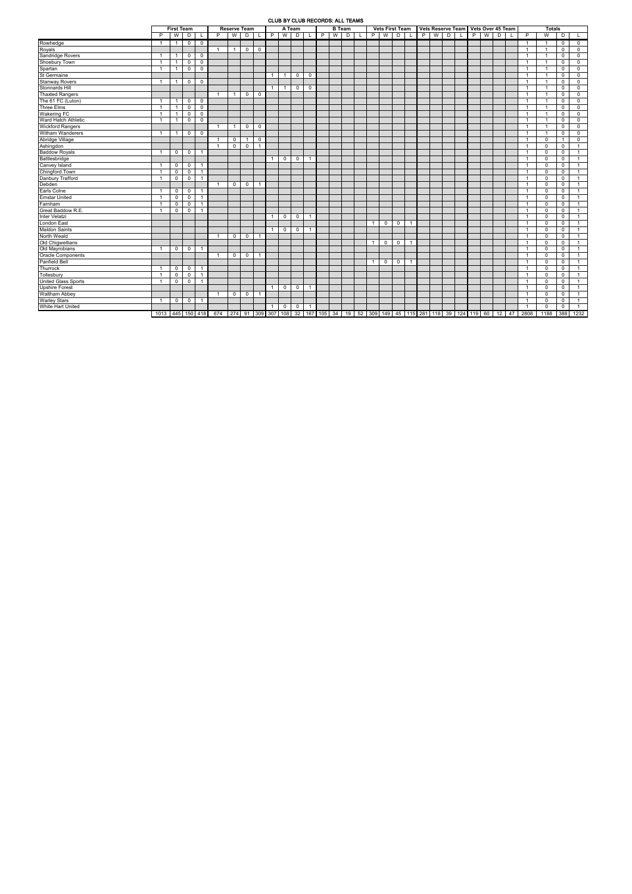# CLUB BY CLUB RECORDS: ALL TEAMS

| | First Team | | | | Reserve Team | | | | A Team | | | | B Team | | | | Vets First Team | | | | Vets Reserve Team | | | | Vets Over 45 Team | | | | Totals | | | |
|---|---|---|---|---|---|---|---|---|---|---|---|---|---|---|---|---|---|---|---|---|---|---|---|---|---|---|---|---|---|---|---|---|
| | P | W | D | L | P | W | D | L | P | W | D | L | P | W | D | L | P | W | D | L | P | W | D | L | P | W | D | L | P | W | D | L |
| Rowhedge | 1 | 1 | 0 | 0 | | | | | | | | | | | | | | | | | | | | | | | | | 1 | 1 | 0 | 0 |
| Royals | | | | | 1 | 1 | 0 | 0 | | | | | | | | | | | | | | | | | | | | | 1 | 1 | 0 | 0 |
| Sandridge Rovers | 1 | 1 | 0 | 0 | | | | | | | | | | | | | | | | | | | | | | | | | 1 | 1 | 0 | 0 |
| Shoebury Town | 1 | 1 | 0 | 0 | | | | | | | | | | | | | | | | | | | | | | | | | 1 | 1 | 0 | 0 |
| Spartan | 1 | 1 | 0 | 0 | | | | | | | | | | | | | | | | | | | | | | | | | 1 | 1 | 0 | 0 |
| St Germaine | | | | | | | | | 1 | 1 | 0 | 0 | | | | | | | | | | | | | | | | | 1 | 1 | 0 | 0 |
| Stanway Rovers | 1 | 1 | 0 | 0 | | | | | | | | | | | | | | | | | | | | | | | | | 1 | 1 | 0 | 0 |
| Stonnards Hill | | | | | | | | | 1 | 1 | 0 | 0 | | | | | | | | | | | | | | | | | 1 | 1 | 0 | 0 |
| Thaxted Rangers | | | | | 1 | 1 | 0 | 0 | | | | | | | | | | | | | | | | | | | | | 1 | 1 | 0 | 0 |
| The 61 FC (Luton) | 1 | 1 | 0 | 0 | | | | | | | | | | | | | | | | | | | | | | | | | 1 | 1 | 0 | 0 |
| Three Elms | 1 | 1 | 0 | 0 | | | | | | | | | | | | | | | | | | | | | | | | | 1 | 1 | 0 | 0 |
| Wakering FC | 1 | 1 | 0 | 0 | | | | | | | | | | | | | | | | | | | | | | | | | 1 | 1 | 0 | 0 |
| Ward Hatch Athletic | 1 | 1 | 0 | 0 | | | | | | | | | | | | | | | | | | | | | | | | | 1 | 1 | 0 | 0 |
| Wickford Rangers | | | | | 1 | 1 | 0 | 0 | | | | | | | | | | | | | | | | | | | | | 1 | 1 | 0 | 0 |
| Witham Wanderers | 1 | 1 | 0 | 0 | | | | | | | | | | | | | | | | | | | | | | | | | 1 | 1 | 0 | 0 |
| Abridge Village | | | | | 1 | 0 | 1 | 0 | | | | | | | | | | | | | | | | | | | | | 1 | 0 | 1 | 0 |
| Ashingdon | | | | | 1 | 0 | 0 | 1 | | | | | | | | | | | | | | | | | | | | | 1 | 0 | 0 | 1 |
| Baddow Royals | 1 | 0 | 0 | 1 | | | | | | | | | | | | | | | | | | | | | | | | | 1 | 0 | 0 | 1 |
| Battlesbridge | | | | | | | | | 1 | 0 | 0 | 1 | | | | | | | | | | | | | | | | | 1 | 0 | 0 | 1 |
| Canvey Island | 1 | 0 | 0 | 1 | | | | | | | | | | | | | | | | | | | | | | | | | 1 | 0 | 0 | 1 |
| Chingford Town | 1 | 0 | 0 | 1 | | | | | | | | | | | | | | | | | | | | | | | | | 1 | 0 | 0 | 1 |
| Danbury Trafford | 1 | 0 | 0 | 1 | | | | | | | | | | | | | | | | | | | | | | | | | 1 | 0 | 0 | 1 |
| Debden | | | | | 1 | 0 | 0 | 1 | | | | | | | | | | | | | | | | | | | | | 1 | 0 | 0 | 1 |
| Earls Colne | 1 | 0 | 0 | 1 | | | | | | | | | | | | | | | | | | | | | | | | | 1 | 0 | 0 | 1 |
| Emstar United | 1 | 0 | 0 | 1 | | | | | | | | | | | | | | | | | | | | | | | | | 1 | 0 | 0 | 1 |
| Farnham | 1 | 0 | 0 | 1 | | | | | | | | | | | | | | | | | | | | | | | | | 1 | 0 | 0 | 1 |
| Great Baddow R.E. | 1 | 0 | 0 | 1 | | | | | | | | | | | | | | | | | | | | | | | | | 1 | 0 | 0 | 1 |
| Inter Velatzi | | | | | | | | | 1 | 0 | 0 | 1 | | | | | | | | | | | | | | | | | 1 | 0 | 0 | 1 |
| London East | | | | | | | | | | | | | | | | | 1 | 0 | 0 | 1 | | | | | | | | | 1 | 0 | 0 | 1 |
| Maldon Saints | | | | | | | | | 1 | 0 | 0 | 1 | | | | | | | | | | | | | | | | | 1 | 0 | 0 | 1 |
| North Weald | | | | | 1 | 0 | 0 | 1 | | | | | | | | | | | | | | | | | | | | | 1 | 0 | 0 | 1 |
| Old Chigwellians | | | | | | | | | | | | | | | | | 1 | 0 | 0 | 1 | | | | | | | | | 1 | 0 | 0 | 1 |
| Old Mayrobians | 1 | 0 | 0 | 1 | | | | | | | | | | | | | | | | | | | | | | | | | 1 | 0 | 0 | 1 |
| Oracle Components | | | | | 1 | 0 | 0 | 1 | | | | | | | | | | | | | | | | | | | | | 1 | 0 | 0 | 1 |
| Panfield Bell | | | | | | | | | | | | | | | | | 1 | 0 | 0 | 1 | | | | | | | | | 1 | 0 | 0 | 1 |
| Thurrock | 1 | 0 | 0 | 1 | | | | | | | | | | | | | | | | | | | | | | | | | 1 | 0 | 0 | 1 |
| Tollesbury | 1 | 0 | 0 | 1 | | | | | | | | | | | | | | | | | | | | | | | | | 1 | 0 | 0 | 1 |
| United Glass Sports | 1 | 0 | 0 | 1 | | | | | | | | | | | | | | | | | | | | | | | | | 1 | 0 | 0 | 1 |
| Upshire Forest | | | | | | | | | 1 | 0 | 0 | 1 | | | | | | | | | | | | | | | | | 1 | 0 | 0 | 1 |
| Waltham Abbey | | | | | 1 | 0 | 0 | 1 | | | | | | | | | | | | | | | | | | | | | 1 | 0 | 0 | 1 |
| Warley Stars | 1 | 0 | 0 | 1 | | | | | | | | | | | | | | | | | | | | | | | | | 1 | 0 | 0 | 1 |
| White Hart United | | | | | | | | | 1 | 0 | 0 | 1 | | | | | | | | | | | | | | | | | 1 | 0 | 0 | 1 |
| | 1013 | 445 | 150 | 418 | 674 | 274 | 91 | 309 | 307 | 108 | 32 | 167 | 105 | 34 | 19 | 52 | 309 | 149 | 45 | 115 | 281 | 118 | 39 | 124 | 119 | 60 | 12 | 47 | 2808 | 1188 | 388 | 1232 |